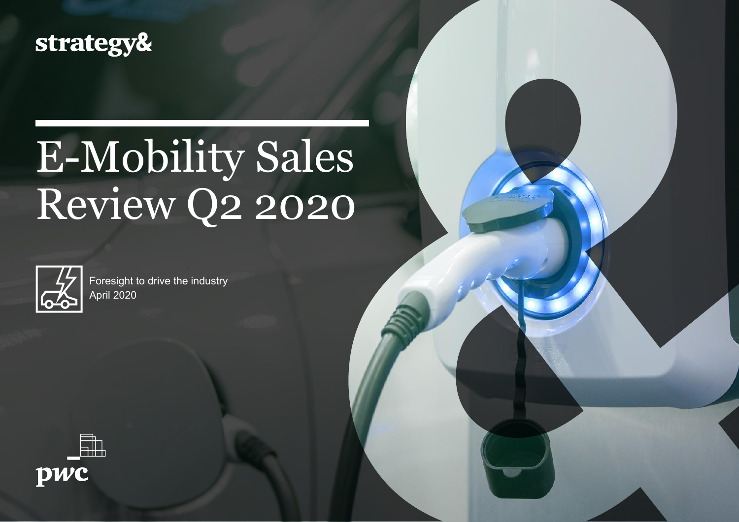strategy&

# E-Mobility Sales Review Q2 2020

Foresight to drive the industry
April 2020

pwc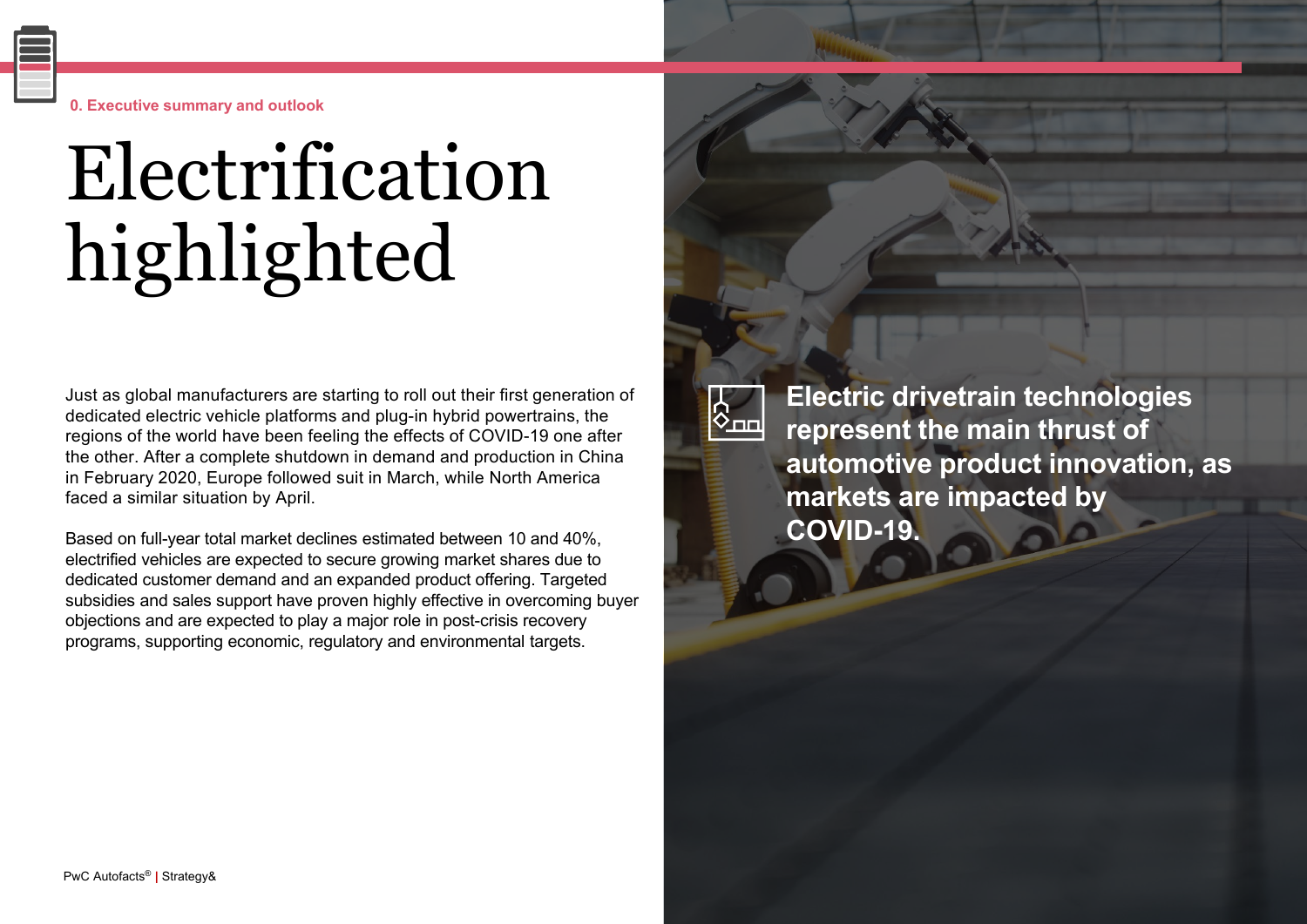0. Executive summary and outlook

# Electrification highlighted

Just as global manufacturers are starting to roll out their first generation of dedicated electric vehicle platforms and plug-in hybrid powertrains, the regions of the world have been feeling the effects of COVID-19 one after the other. After a complete shutdown in demand and production in China in February 2020, Europe followed suit in March, while North America faced a similar situation by April.

Based on full-year total market declines estimated between 10 and 40%, electrified vehicles are expected to secure growing market shares due to dedicated customer demand and an expanded product offering. Targeted subsidies and sales support have proven highly effective in overcoming buyer objections and are expected to play a major role in post-crisis recovery programs, supporting economic, regulatory and environmental targets.

**Electric drivetrain technologies represent the main thrust of automotive product innovation, as markets are impacted by COVID-19.**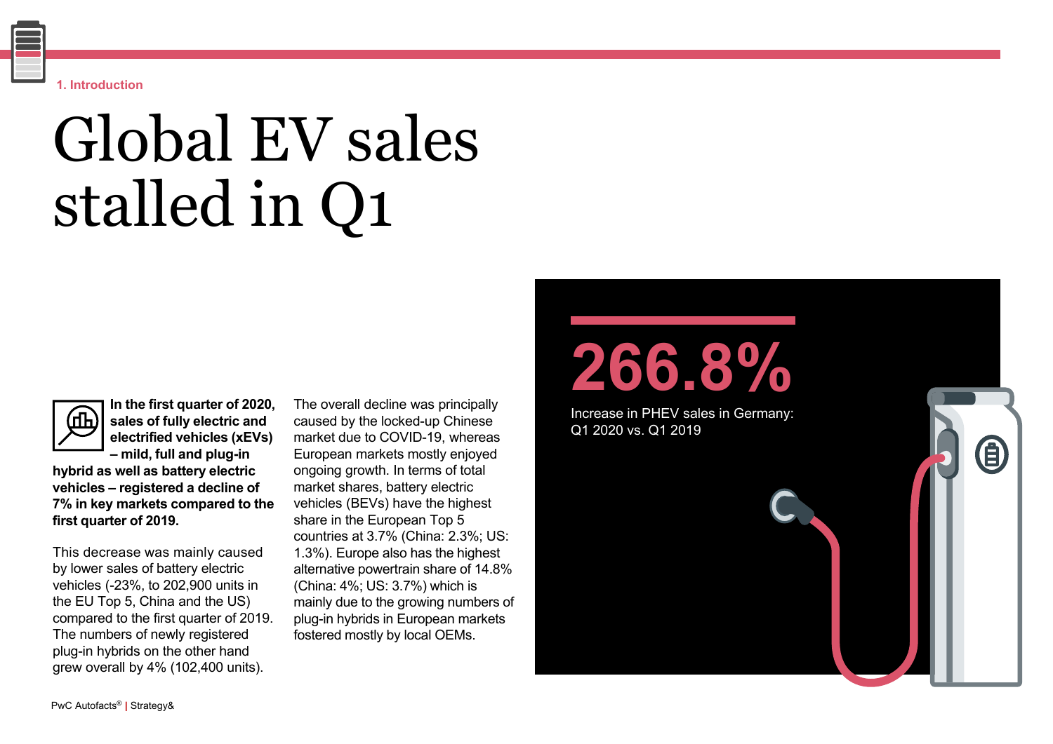1. Introduction

# Global EV sales stalled in Q1

**In the first quarter of 2020, sales of fully electric and electrified vehicles (xEVs) – mild, full and plug-in hybrid as well as battery electric vehicles – registered a decline of 7% in key markets compared to the first quarter of 2019.**

This decrease was mainly caused by lower sales of battery electric vehicles (-23%, to 202,900 units in the EU Top 5, China and the US) compared to the first quarter of 2019. The numbers of newly registered plug-in hybrids on the other hand grew overall by 4% (102,400 units).

The overall decline was principally caused by the locked-up Chinese market due to COVID-19, whereas European markets mostly enjoyed ongoing growth. In terms of total market shares, battery electric vehicles (BEVs) have the highest share in the European Top 5 countries at 3.7% (China: 2.3%; US: 1.3%). Europe also has the highest alternative powertrain share of 14.8% (China: 4%; US: 3.7%) which is mainly due to the growing numbers of plug-in hybrids in European markets fostered mostly by local OEMs.

**266.8%**

Increase in PHEV sales in Germany: Q1 2020 vs. Q1 2019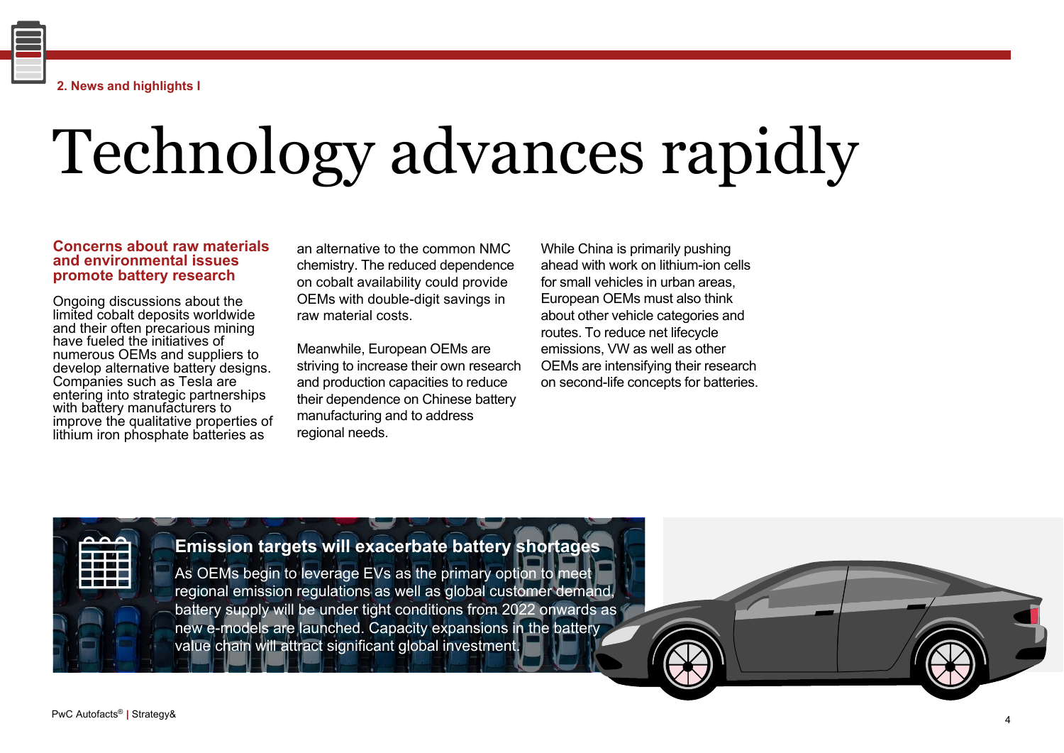2. News and highlights I

# Technology advances rapidly

### Concerns about raw materials and environmental issues promote battery research

Ongoing discussions about the limited cobalt deposits worldwide and their often precarious mining have fueled the initiatives of numerous OEMs and suppliers to develop alternative battery designs. Companies such as Tesla are entering into strategic partnerships with battery manufacturers to improve the qualitative properties of lithium iron phosphate batteries as an alternative to the common NMC chemistry. The reduced dependence on cobalt availability could provide OEMs with double-digit savings in raw material costs.

Meanwhile, European OEMs are striving to increase their own research and production capacities to reduce their dependence on Chinese battery manufacturing and to address regional needs.

While China is primarily pushing ahead with work on lithium-ion cells for small vehicles in urban areas, European OEMs must also think about other vehicle categories and routes. To reduce net lifecycle emissions, VW as well as other OEMs are intensifying their research on second-life concepts for batteries.

### Emission targets will exacerbate battery shortages

As OEMs begin to leverage EVs as the primary option to meet regional emission regulations as well as global customer demand, battery supply will be under tight conditions from 2022 onwards as new e-models are launched. Capacity expansions in the battery value chain will attract significant global investment.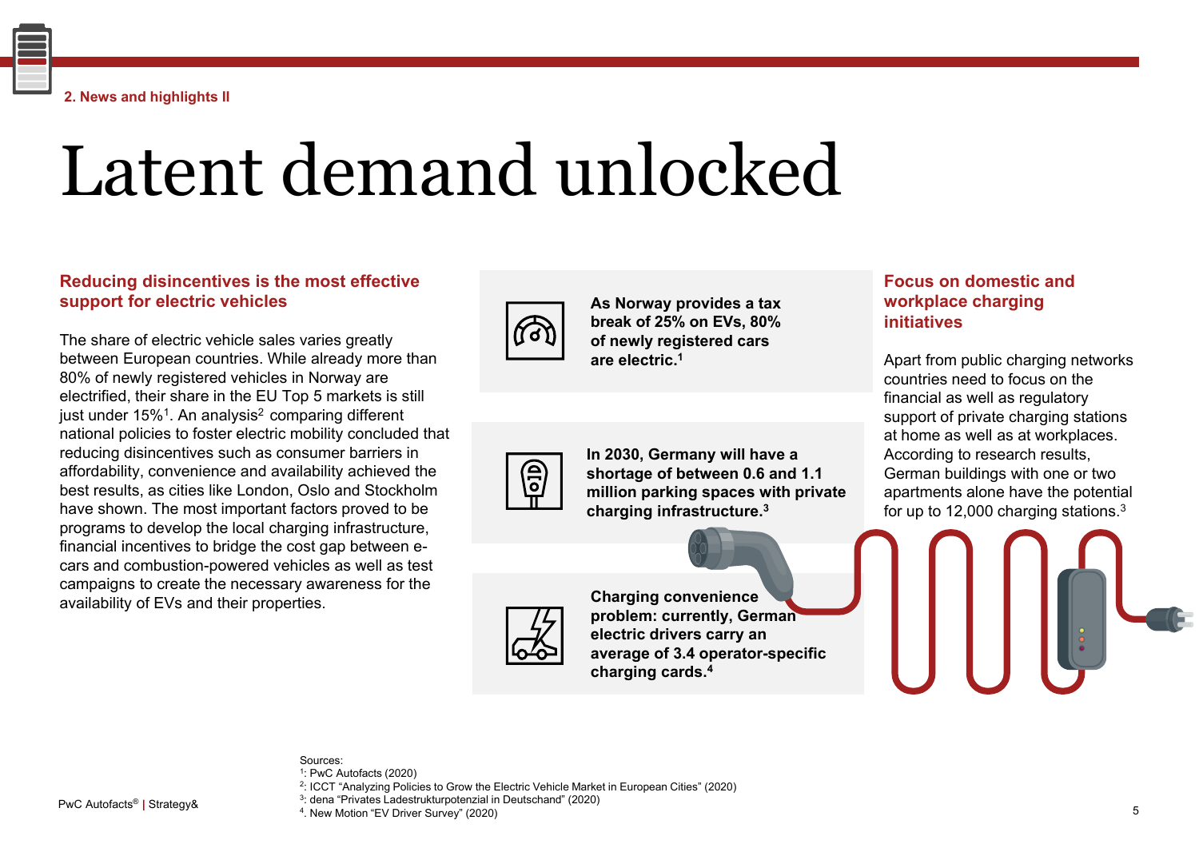2. News and highlights II

# Latent demand unlocked

## Reducing disincentives is the most effective support for electric vehicles

The share of electric vehicle sales varies greatly between European countries. While already more than 80% of newly registered vehicles in Norway are electrified, their share in the EU Top 5 markets is still just under 15%[1]. An analysis[2] comparing different national policies to foster electric mobility concluded that reducing disincentives such as consumer barriers in affordability, convenience and availability achieved the best results, as cities like London, Oslo and Stockholm have shown. The most important factors proved to be programs to develop the local charging infrastructure, financial incentives to bridge the cost gap between e-cars and combustion-powered vehicles as well as test campaigns to create the necessary awareness for the availability of EVs and their properties.

**As Norway provides a tax break of 25% on EVs, 80% of newly registered cars are electric.[1]**

**In 2030, Germany will have a shortage of between 0.6 and 1.1 million parking spaces with private charging infrastructure.[3]**

**Charging convenience problem: currently, German electric drivers carry an average of 3.4 operator-specific charging cards.[4]**

## Focus on domestic and workplace charging initiatives

Apart from public charging networks countries need to focus on the financial as well as regulatory support of private charging stations at home as well as at workplaces. According to research results, German buildings with one or two apartments alone have the potential for up to 12,000 charging stations.[3]

Sources:
[1]: PwC Autofacts (2020)
[2]: ICCT “Analyzing Policies to Grow the Electric Vehicle Market in European Cities” (2020)
[3]: dena “Privates Ladestrukturpotenzial in Deutschand” (2020)
[4]. New Motion “EV Driver Survey” (2020)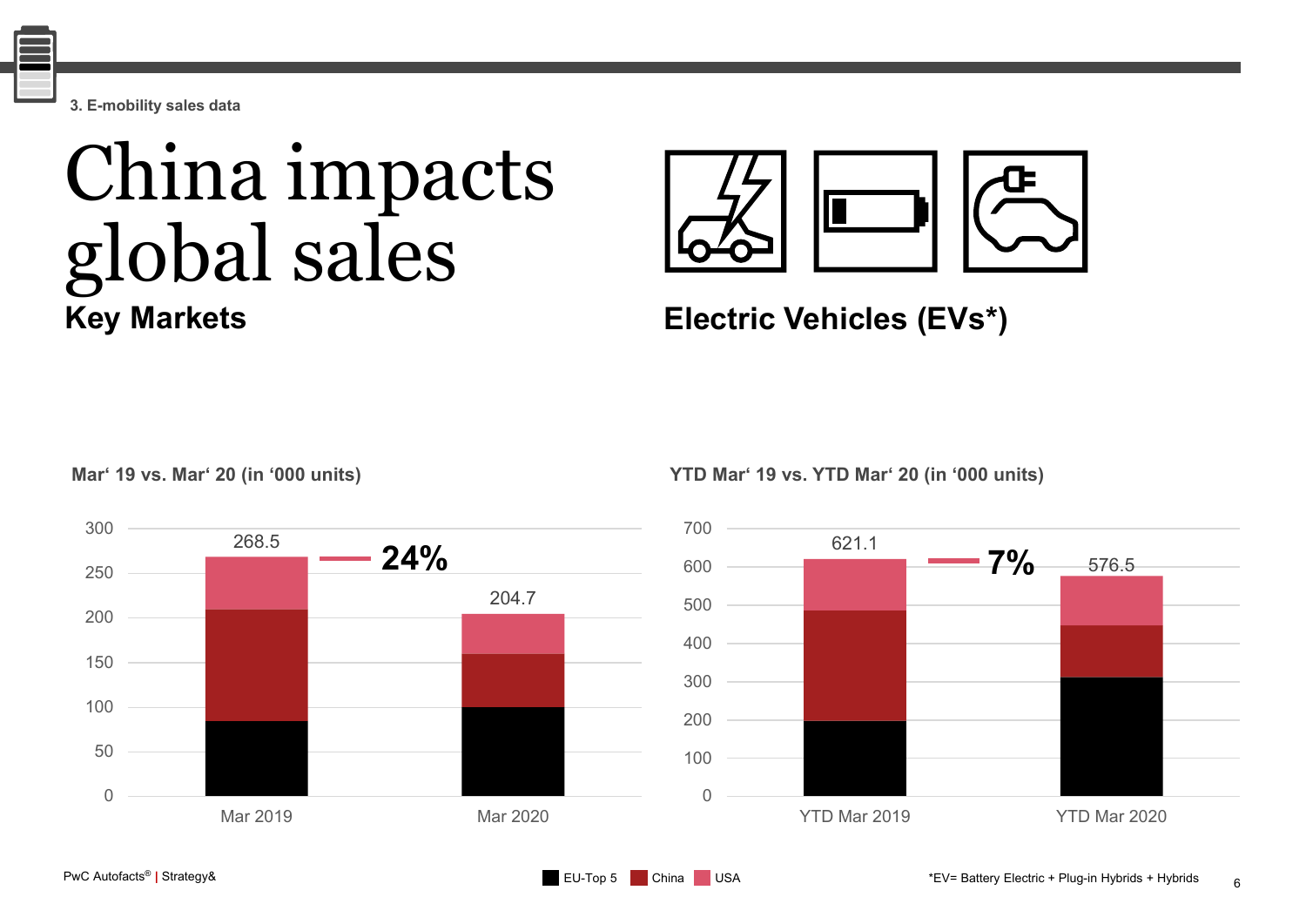3. E-mobility sales data

# China impacts global sales

## Key Markets

## Electric Vehicles (EVs*)

**Mar' 19 vs. Mar' 20 (in '000 units)**

| | Mar 2019 | Mar 2020 |
|---|---|---|
| Total | 268.5 | 204.7 |

24%

**YTD Mar' 19 vs. YTD Mar' 20 (in '000 units)**

| | YTD Mar 2019 | YTD Mar 2020 |
|---|---|---|
| Total | 621.1 | 576.5 |

7%

EU-Top 5 | China | USA

PwC Autofacts® | Strategy&

*EV= Battery Electric + Plug-in Hybrids + Hybrids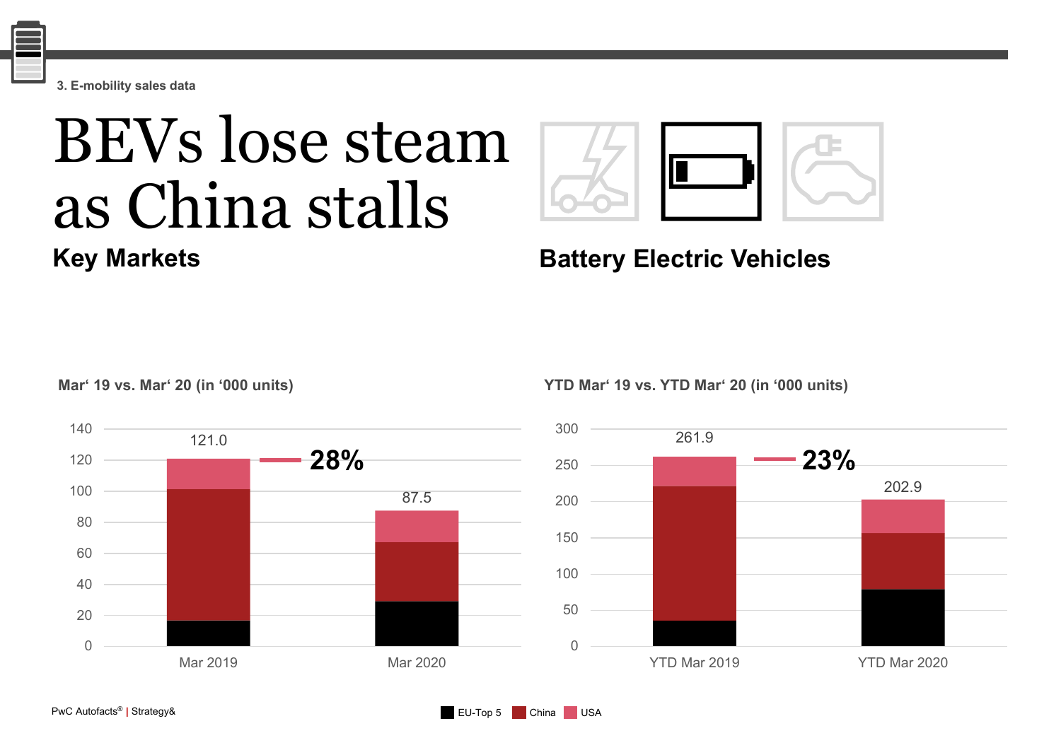3. E-mobility sales data

# BEVs lose steam as China stalls

## Key Markets

## Battery Electric Vehicles

**Mar' 19 vs. Mar' 20 (in '000 units)**

| | Mar 2019 | Mar 2020 |
|---|---|---|
| Total | 121.0 | 87.5 |

Change: 28%

**YTD Mar' 19 vs. YTD Mar' 20 (in '000 units)**

| | YTD Mar 2019 | YTD Mar 2020 |
|---|---|---|
| Total | 261.9 | 202.9 |

Change: 23%

EU-Top 5 | China | USA

PwC Autofacts® | Strategy&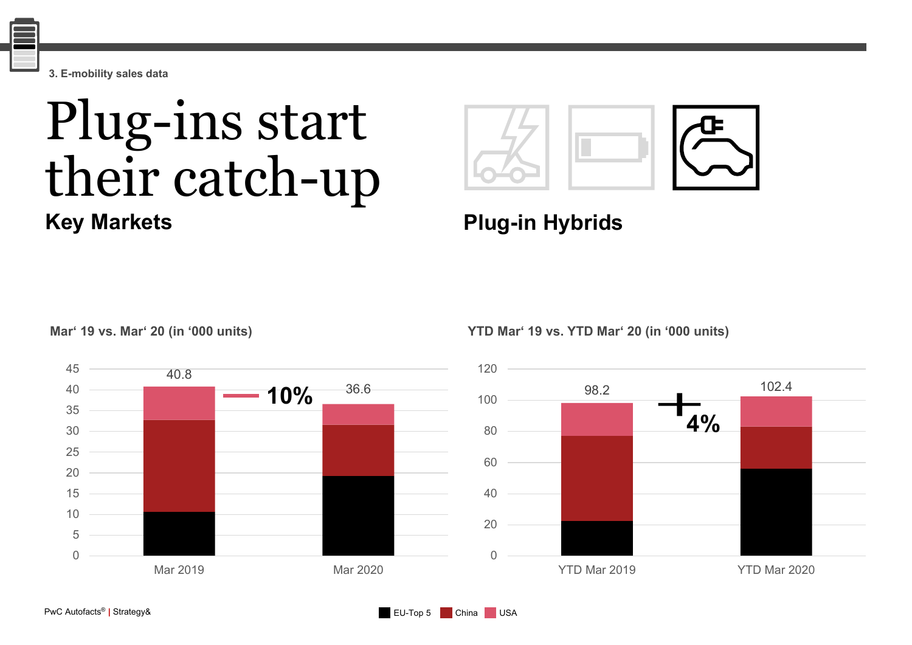3. E-mobility sales data

# Plug-ins start their catch-up

## Key Markets

## Plug-in Hybrids

**Mar' 19 vs. Mar' 20 (in '000 units)**

| | Mar 2019 | Mar 2020 |
|---|---|---|
| Total | 40.8 | 36.6 |

– 10%

**YTD Mar' 19 vs. YTD Mar' 20 (in '000 units)**

| | YTD Mar 2019 | YTD Mar 2020 |
|---|---|---|
| Total | 98.2 | 102.4 |

+ 4%

EU-Top 5 | China | USA

PwC Autofacts® | Strategy&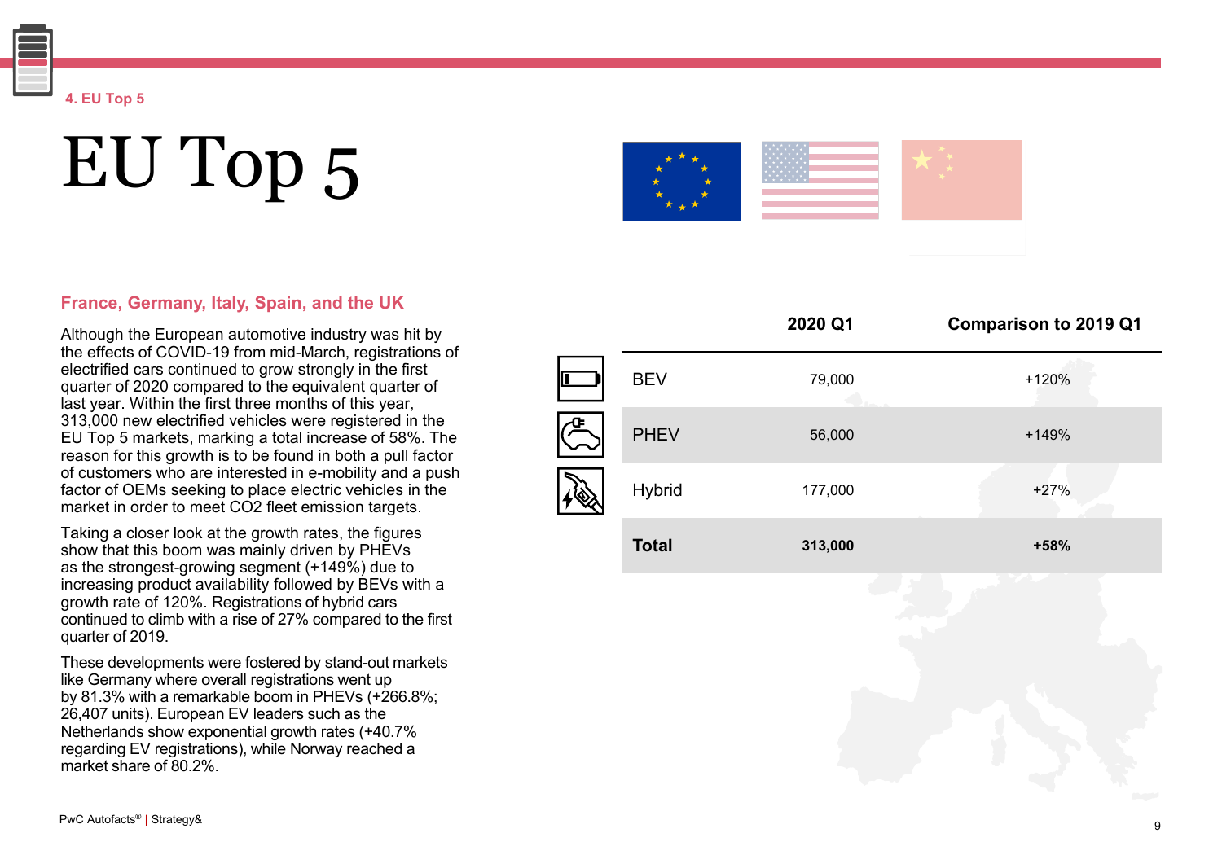4. EU Top 5

# EU Top 5

### France, Germany, Italy, Spain, and the UK

Although the European automotive industry was hit by the effects of COVID-19 from mid-March, registrations of electrified cars continued to grow strongly in the first quarter of 2020 compared to the equivalent quarter of last year. Within the first three months of this year, 313,000 new electrified vehicles were registered in the EU Top 5 markets, marking a total increase of 58%. The reason for this growth is to be found in both a pull factor of customers who are interested in e-mobility and a push factor of OEMs seeking to place electric vehicles in the market in order to meet CO2 fleet emission targets.

Taking a closer look at the growth rates, the figures show that this boom was mainly driven by PHEVs as the strongest-growing segment (+149%) due to increasing product availability followed by BEVs with a growth rate of 120%. Registrations of hybrid cars continued to climb with a rise of 27% compared to the first quarter of 2019.

These developments were fostered by stand-out markets like Germany where overall registrations went up by 81.3% with a remarkable boom in PHEVs (+266.8%; 26,407 units). European EV leaders such as the Netherlands show exponential growth rates (+40.7% regarding EV registrations), while Norway reached a market share of 80.2%.

| | 2020 Q1 | Comparison to 2019 Q1 |
|---|---|---|
| BEV | 79,000 | +120% |
| PHEV | 56,000 | +149% |
| Hybrid | 177,000 | +27% |
| **Total** | **313,000** | **+58%** |

PwC Autofacts® | Strategy&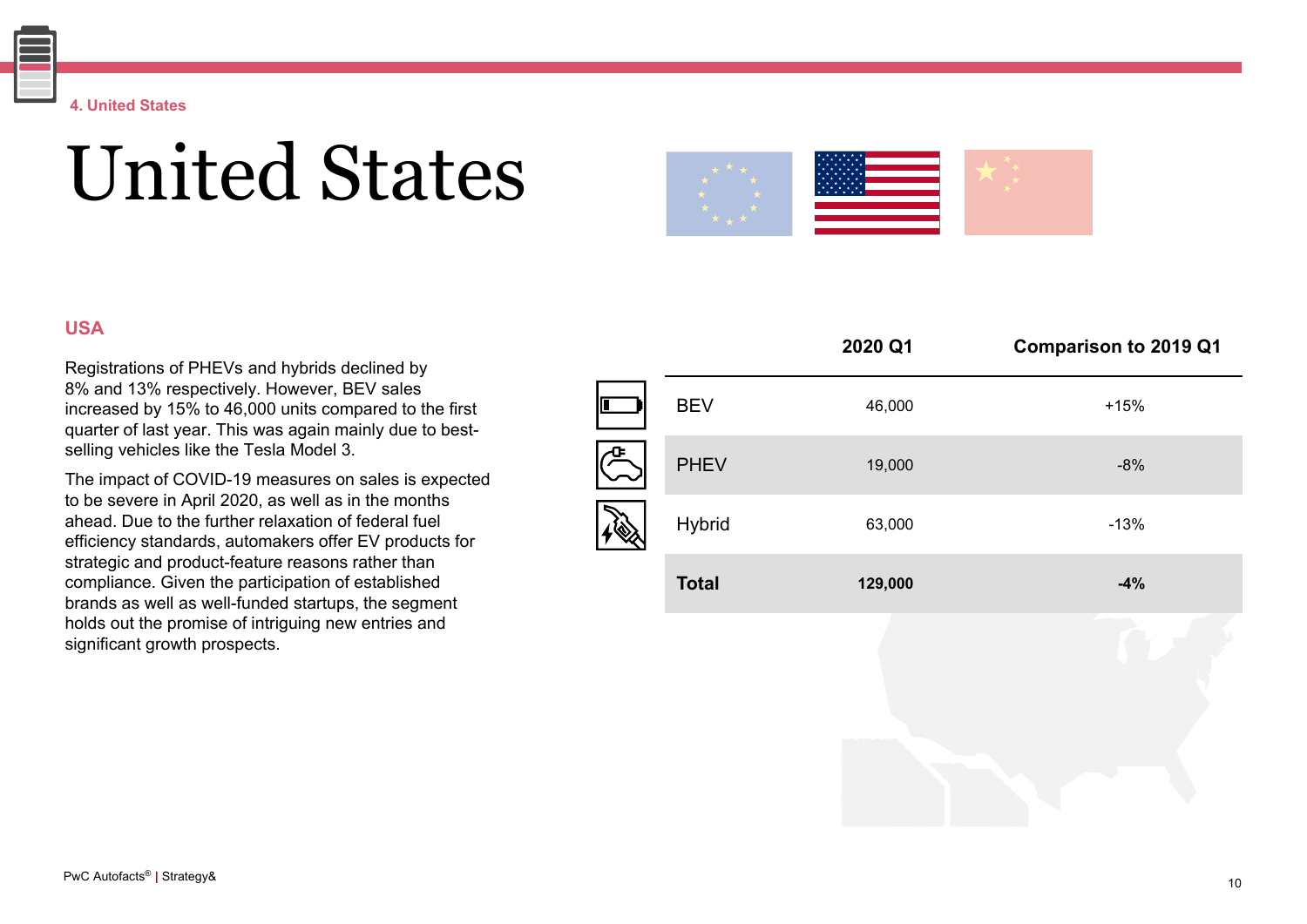4. United States

# United States

## USA

Registrations of PHEVs and hybrids declined by 8% and 13% respectively. However, BEV sales increased by 15% to 46,000 units compared to the first quarter of last year. This was again mainly due to best-selling vehicles like the Tesla Model 3.

The impact of COVID-19 measures on sales is expected to be severe in April 2020, as well as in the months ahead. Due to the further relaxation of federal fuel efficiency standards, automakers offer EV products for strategic and product-feature reasons rather than compliance. Given the participation of established brands as well as well-funded startups, the segment holds out the promise of intriguing new entries and significant growth prospects.

| | 2020 Q1 | Comparison to 2019 Q1 |
|---|---|---|
| BEV | 46,000 | +15% |
| PHEV | 19,000 | -8% |
| Hybrid | 63,000 | -13% |
| **Total** | **129,000** | **-4%** |

PwC Autofacts® | Strategy&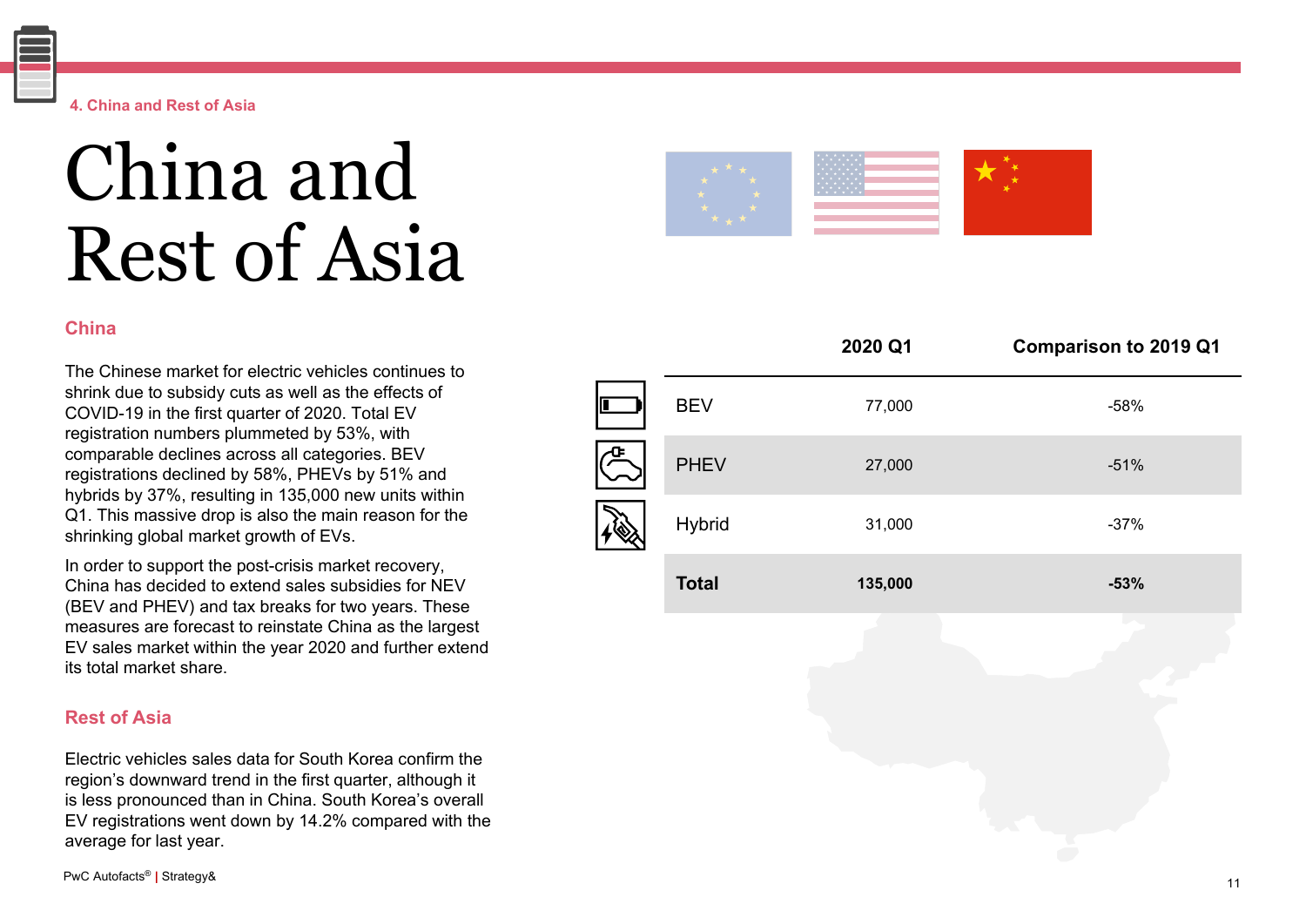4. China and Rest of Asia

# China and Rest of Asia

## China

The Chinese market for electric vehicles continues to shrink due to subsidy cuts as well as the effects of COVID-19 in the first quarter of 2020. Total EV registration numbers plummeted by 53%, with comparable declines across all categories. BEV registrations declined by 58%, PHEVs by 51% and hybrids by 37%, resulting in 135,000 new units within Q1. This massive drop is also the main reason for the shrinking global market growth of EVs.

In order to support the post-crisis market recovery, China has decided to extend sales subsidies for NEV (BEV and PHEV) and tax breaks for two years. These measures are forecast to reinstate China as the largest EV sales market within the year 2020 and further extend its total market share.

| | 2020 Q1 | Comparison to 2019 Q1 |
|---|---|---|
| BEV | 77,000 | -58% |
| PHEV | 27,000 | -51% |
| Hybrid | 31,000 | -37% |
| **Total** | **135,000** | **-53%** |

## Rest of Asia

Electric vehicles sales data for South Korea confirm the region's downward trend in the first quarter, although it is less pronounced than in China. South Korea's overall EV registrations went down by 14.2% compared with the average for last year.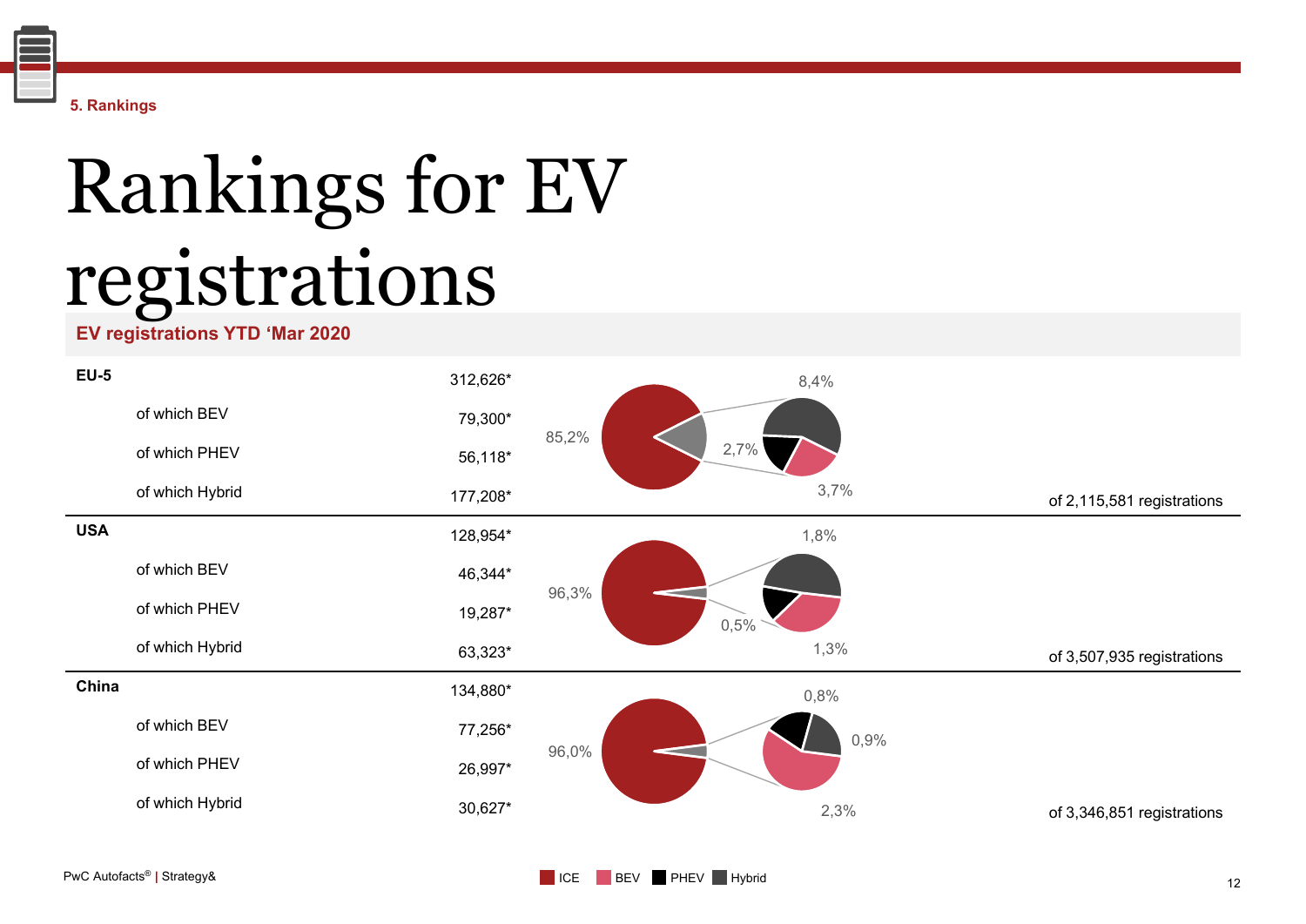5. Rankings

# Rankings for EV registrations

## EV registrations YTD 'Mar 2020

| Region | Registrations | Share | Total |
|---|---|---|---|
| **EU-5** | 312,626* | ICE 85,2%; EV: 8,4% (BEV 3,7%; PHEV 2,7%) | of 2,115,581 registrations |
| of which BEV | 79,300* | | |
| of which PHEV | 56,118* | | |
| of which Hybrid | 177,208* | | |
| **USA** | 128,954* | ICE 96,3%; EV: 1,8% (BEV 1,3%; PHEV 0,5%) | of 3,507,935 registrations |
| of which BEV | 46,344* | | |
| of which PHEV | 19,287* | | |
| of which Hybrid | 63,323* | | |
| **China** | 134,880* | ICE 96,0%; EV: 0,8% (BEV 2,3%; Hybrid 0,9%) | of 3,346,851 registrations |
| of which BEV | 77,256* | | |
| of which PHEV | 26,997* | | |
| of which Hybrid | 30,627* | | |

Legend: ICE, BEV, PHEV, Hybrid

PwC Autofacts® | Strategy&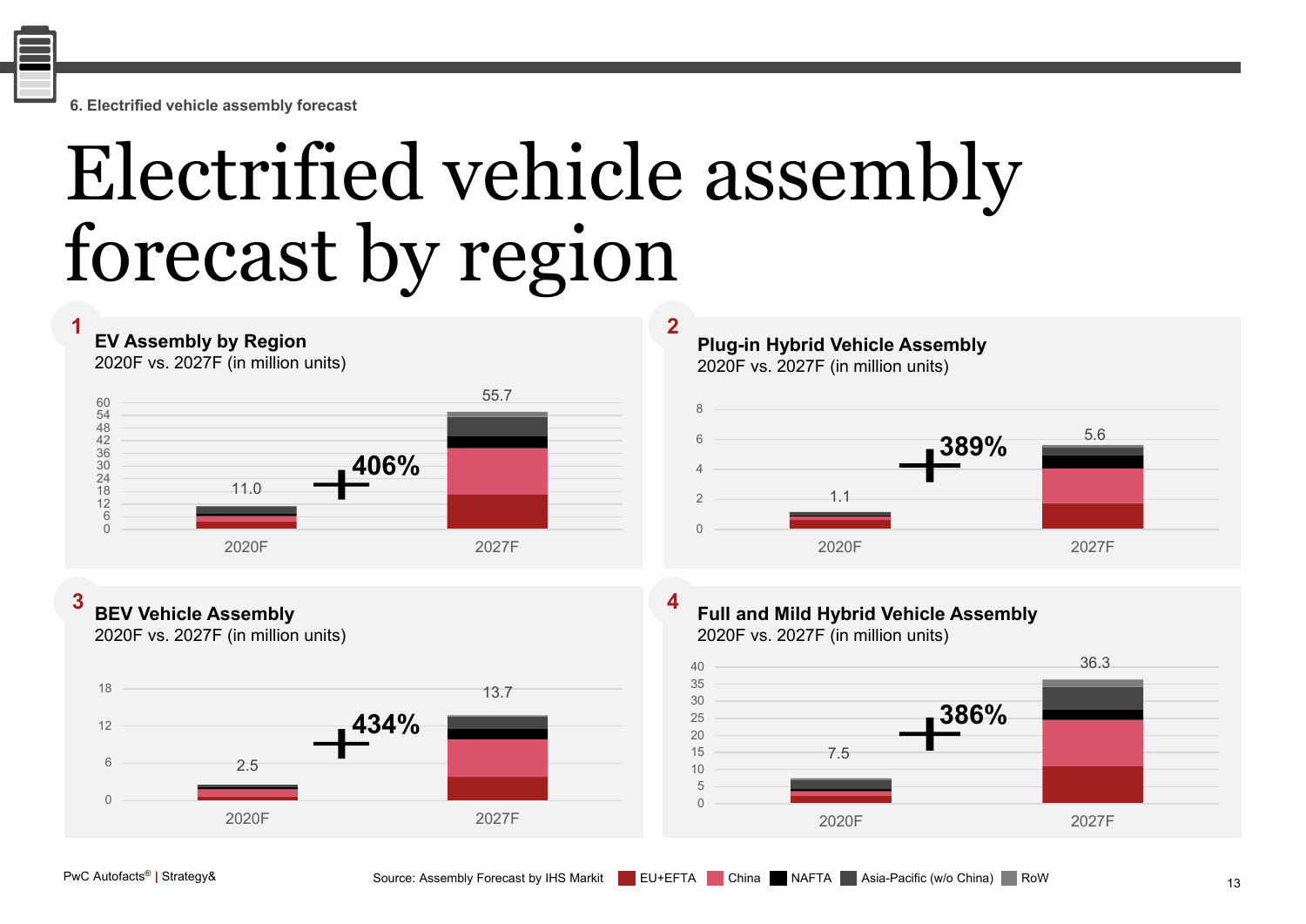6. Electrified vehicle assembly forecast

# Electrified vehicle assembly forecast by region

## 1 EV Assembly by Region

2020F vs. 2027F (in million units)

| | 2020F | 2027F |
|---|---|---|
| Total | 11.0 | 55.7 |

+406%

## 2 Plug-in Hybrid Vehicle Assembly

2020F vs. 2027F (in million units)

| | 2020F | 2027F |
|---|---|---|
| Total | 1.1 | 5.6 |

+389%

## 3 BEV Vehicle Assembly

2020F vs. 2027F (in million units)

| | 2020F | 2027F |
|---|---|---|
| Total | 2.5 | 13.7 |

+434%

## 4 Full and Mild Hybrid Vehicle Assembly

2020F vs. 2027F (in million units)

| | 2020F | 2027F |
|---|---|---|
| Total | 7.5 | 36.3 |

+386%

Source: Assembly Forecast by IHS Markit

Legend: EU+EFTA, China, NAFTA, Asia-Pacific (w/o China), RoW

PwC Autofacts® | Strategy&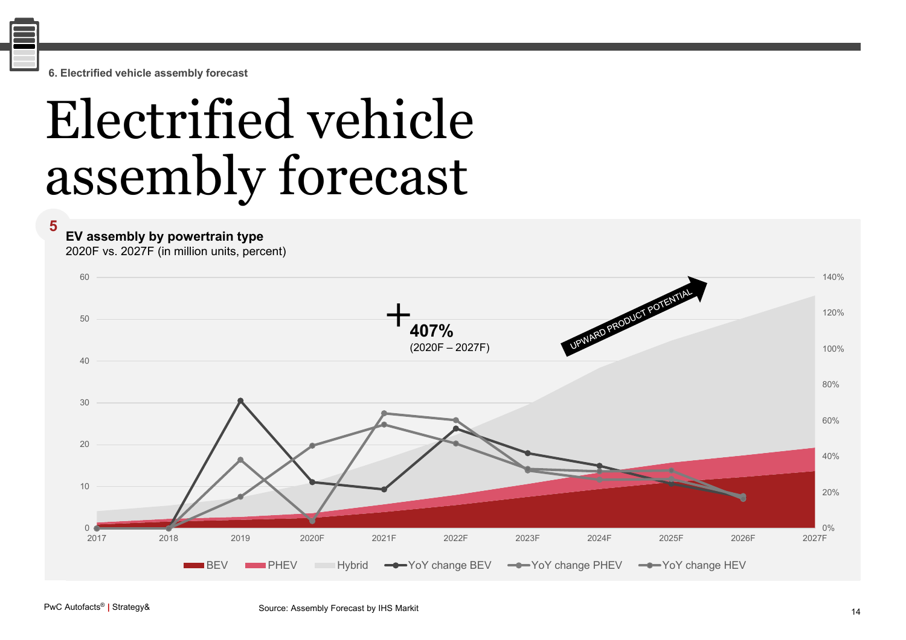6. Electrified vehicle assembly forecast

# Electrified vehicle assembly forecast

**5**

**EV assembly by powertrain type**

2020F vs. 2027F (in million units, percent)

+ **407%** (2020F – 2027F)

UPWARD PRODUCT POTENTIAL

BEV | PHEV | Hybrid | YoY change BEV | YoY change PHEV | YoY change HEV

Source: Assembly Forecast by IHS Markit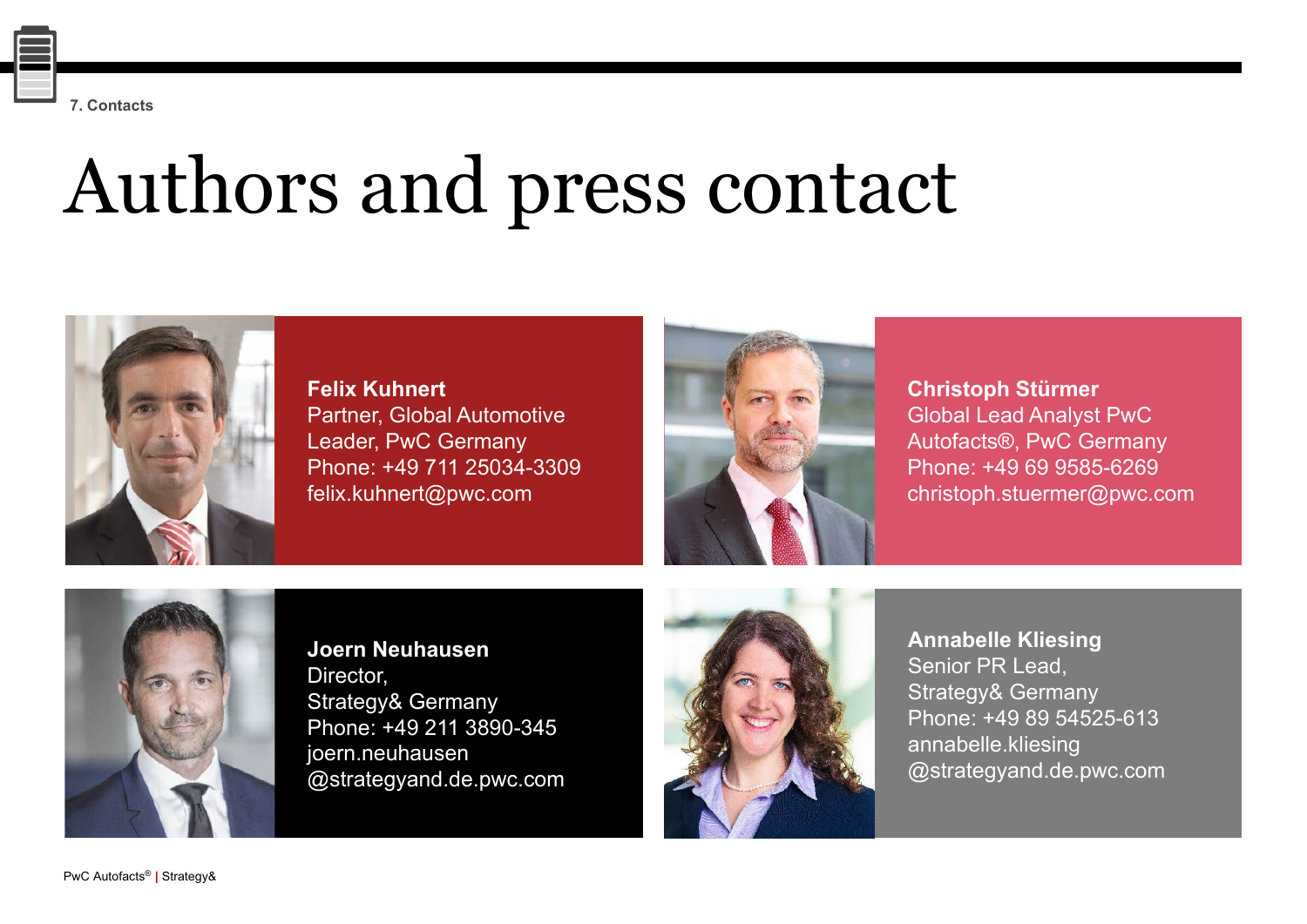7. Contacts

# Authors and press contact

**Felix Kuhnert**
Partner, Global Automotive Leader, PwC Germany
Phone: +49 711 25034-3309
felix.kuhnert@pwc.com

**Christoph Stürmer**
Global Lead Analyst PwC Autofacts®, PwC Germany
Phone: +49 69 9585-6269
christoph.stuermer@pwc.com

**Joern Neuhausen**
Director,
Strategy& Germany
Phone: +49 211 3890-345
joern.neuhausen@strategyand.de.pwc.com

**Annabelle Kliesing**
Senior PR Lead,
Strategy& Germany
Phone: +49 89 54525-613
annabelle.kliesing@strategyand.de.pwc.com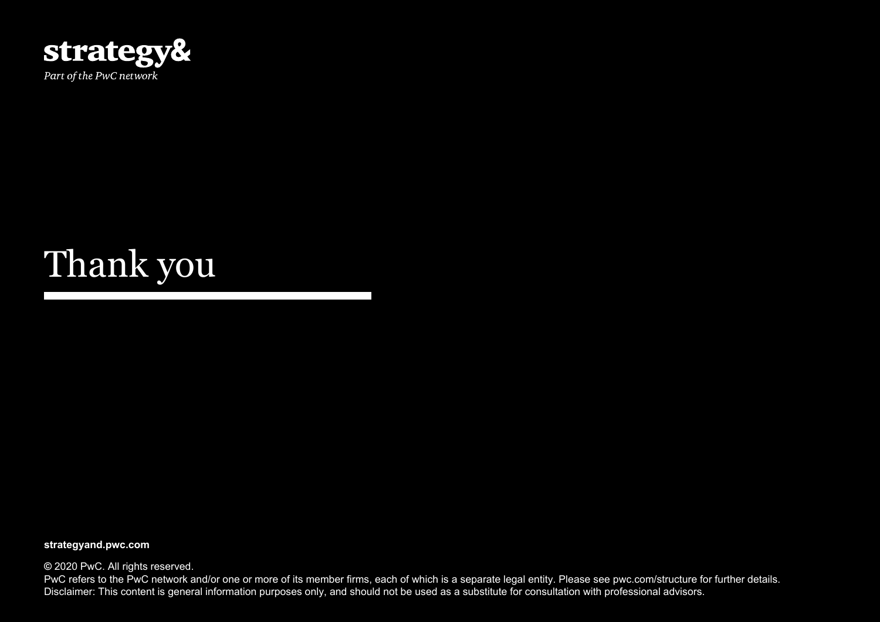strategy&

*Part of the PwC network*

# Thank you

**strategyand.pwc.com**

© 2020 PwC. All rights reserved.
PwC refers to the PwC network and/or one or more of its member firms, each of which is a separate legal entity. Please see pwc.com/structure for further details.
Disclaimer: This content is general information purposes only, and should not be used as a substitute for consultation with professional advisors.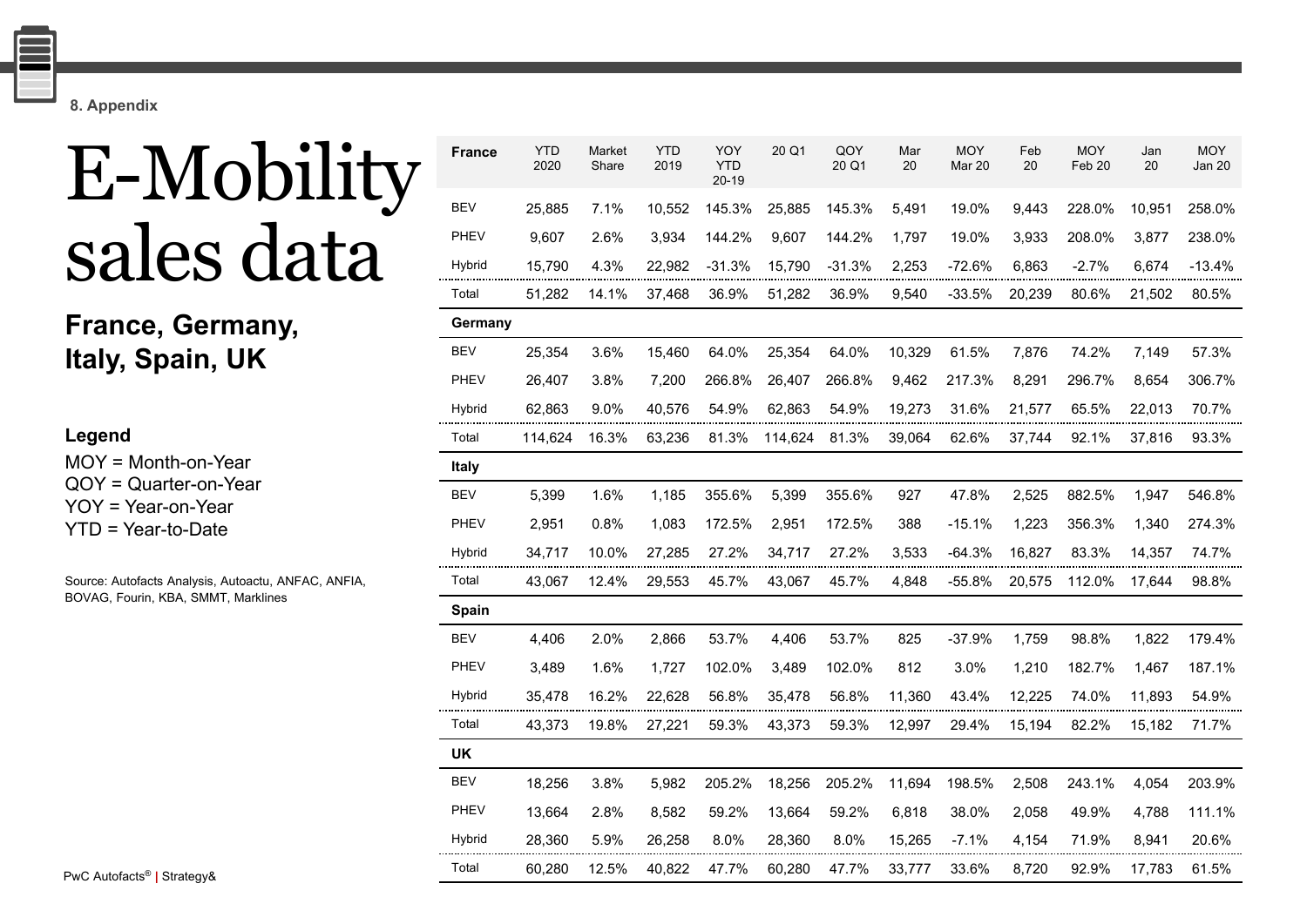8. Appendix

# E-Mobility sales data

## France, Germany, Italy, Spain, UK

**Legend**

MOY = Month-on-Year
QOY = Quarter-on-Year
YOY = Year-on-Year
YTD = Year-to-Date

Source: Autofacts Analysis, Autoactu, ANFAC, ANFIA, BOVAG, Fourin, KBA, SMMT, Marklines

| France | YTD 2020 | Market Share | YTD 2019 | YOY YTD 20-19 | 20 Q1 | QOY 20 Q1 | Mar 20 | MOY Mar 20 | Feb 20 | MOY Feb 20 | Jan 20 | MOY Jan 20 |
|---|---|---|---|---|---|---|---|---|---|---|---|---|
| BEV | 25,885 | 7.1% | 10,552 | 145.3% | 25,885 | 145.3% | 5,491 | 19.0% | 9,443 | 228.0% | 10,951 | 258.0% |
| PHEV | 9,607 | 2.6% | 3,934 | 144.2% | 9,607 | 144.2% | 1,797 | 19.0% | 3,933 | 208.0% | 3,877 | 238.0% |
| Hybrid | 15,790 | 4.3% | 22,982 | -31.3% | 15,790 | -31.3% | 2,253 | -72.6% | 6,863 | -2.7% | 6,674 | -13.4% |
| Total | 51,282 | 14.1% | 37,468 | 36.9% | 51,282 | 36.9% | 9,540 | -33.5% | 20,239 | 80.6% | 21,502 | 80.5% |
| **Germany** | | | | | | | | | | | | |
| BEV | 25,354 | 3.6% | 15,460 | 64.0% | 25,354 | 64.0% | 10,329 | 61.5% | 7,876 | 74.2% | 7,149 | 57.3% |
| PHEV | 26,407 | 3.8% | 7,200 | 266.8% | 26,407 | 266.8% | 9,462 | 217.3% | 8,291 | 296.7% | 8,654 | 306.7% |
| Hybrid | 62,863 | 9.0% | 40,576 | 54.9% | 62,863 | 54.9% | 19,273 | 31.6% | 21,577 | 65.5% | 22,013 | 70.7% |
| Total | 114,624 | 16.3% | 63,236 | 81.3% | 114,624 | 81.3% | 39,064 | 62.6% | 37,744 | 92.1% | 37,816 | 93.3% |
| **Italy** | | | | | | | | | | | | |
| BEV | 5,399 | 1.6% | 1,185 | 355.6% | 5,399 | 355.6% | 927 | 47.8% | 2,525 | 882.5% | 1,947 | 546.8% |
| PHEV | 2,951 | 0.8% | 1,083 | 172.5% | 2,951 | 172.5% | 388 | -15.1% | 1,223 | 356.3% | 1,340 | 274.3% |
| Hybrid | 34,717 | 10.0% | 27,285 | 27.2% | 34,717 | 27.2% | 3,533 | -64.3% | 16,827 | 83.3% | 14,357 | 74.7% |
| Total | 43,067 | 12.4% | 29,553 | 45.7% | 43,067 | 45.7% | 4,848 | -55.8% | 20,575 | 112.0% | 17,644 | 98.8% |
| **Spain** | | | | | | | | | | | | |
| BEV | 4,406 | 2.0% | 2,866 | 53.7% | 4,406 | 53.7% | 825 | -37.9% | 1,759 | 98.8% | 1,822 | 179.4% |
| PHEV | 3,489 | 1.6% | 1,727 | 102.0% | 3,489 | 102.0% | 812 | 3.0% | 1,210 | 182.7% | 1,467 | 187.1% |
| Hybrid | 35,478 | 16.2% | 22,628 | 56.8% | 35,478 | 56.8% | 11,360 | 43.4% | 12,225 | 74.0% | 11,893 | 54.9% |
| Total | 43,373 | 19.8% | 27,221 | 59.3% | 43,373 | 59.3% | 12,997 | 29.4% | 15,194 | 82.2% | 15,182 | 71.7% |
| **UK** | | | | | | | | | | | | |
| BEV | 18,256 | 3.8% | 5,982 | 205.2% | 18,256 | 205.2% | 11,694 | 198.5% | 2,508 | 243.1% | 4,054 | 203.9% |
| PHEV | 13,664 | 2.8% | 8,582 | 59.2% | 13,664 | 59.2% | 6,818 | 38.0% | 2,058 | 49.9% | 4,788 | 111.1% |
| Hybrid | 28,360 | 5.9% | 26,258 | 8.0% | 28,360 | 8.0% | 15,265 | -7.1% | 4,154 | 71.9% | 8,941 | 20.6% |
| Total | 60,280 | 12.5% | 40,822 | 47.7% | 60,280 | 47.7% | 33,777 | 33.6% | 8,720 | 92.9% | 17,783 | 61.5% |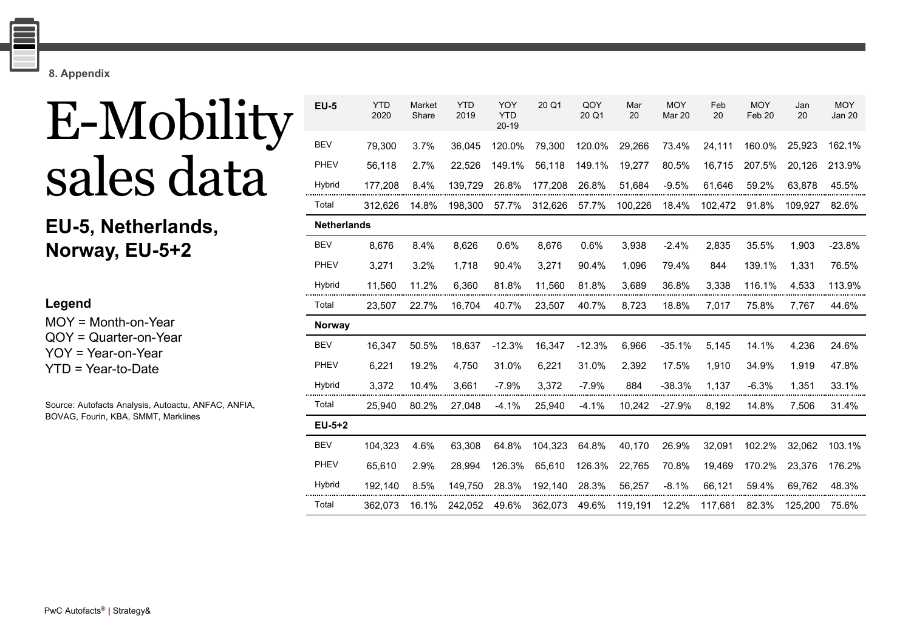8. Appendix

# E-Mobility sales data

## EU-5, Netherlands, Norway, EU-5+2

### Legend

MOY = Month-on-Year
QOY = Quarter-on-Year
YOY = Year-on-Year
YTD = Year-to-Date

Source: Autofacts Analysis, Autoactu, ANFAC, ANFIA, BOVAG, Fourin, KBA, SMMT, Marklines

| EU-5 | YTD 2020 | Market Share | YTD 2019 | YOY YTD 20-19 | 20 Q1 | QOY 20 Q1 | Mar 20 | MOY Mar 20 | Feb 20 | MOY Feb 20 | Jan 20 | MOY Jan 20 |
|---|---|---|---|---|---|---|---|---|---|---|---|---|
| BEV | 79,300 | 3.7% | 36,045 | 120.0% | 79,300 | 120.0% | 29,266 | 73.4% | 24,111 | 160.0% | 25,923 | 162.1% |
| PHEV | 56,118 | 2.7% | 22,526 | 149.1% | 56,118 | 149.1% | 19,277 | 80.5% | 16,715 | 207.5% | 20,126 | 213.9% |
| Hybrid | 177,208 | 8.4% | 139,729 | 26.8% | 177,208 | 26.8% | 51,684 | -9.5% | 61,646 | 59.2% | 63,878 | 45.5% |
| Total | 312,626 | 14.8% | 198,300 | 57.7% | 312,626 | 57.7% | 100,226 | 18.4% | 102,472 | 91.8% | 109,927 | 82.6% |
| **Netherlands** | | | | | | | | | | | | |
| BEV | 8,676 | 8.4% | 8,626 | 0.6% | 8,676 | 0.6% | 3,938 | -2.4% | 2,835 | 35.5% | 1,903 | -23.8% |
| PHEV | 3,271 | 3.2% | 1,718 | 90.4% | 3,271 | 90.4% | 1,096 | 79.4% | 844 | 139.1% | 1,331 | 76.5% |
| Hybrid | 11,560 | 11.2% | 6,360 | 81.8% | 11,560 | 81.8% | 3,689 | 36.8% | 3,338 | 116.1% | 4,533 | 113.9% |
| Total | 23,507 | 22.7% | 16,704 | 40.7% | 23,507 | 40.7% | 8,723 | 18.8% | 7,017 | 75.8% | 7,767 | 44.6% |
| **Norway** | | | | | | | | | | | | |
| BEV | 16,347 | 50.5% | 18,637 | -12.3% | 16,347 | -12.3% | 6,966 | -35.1% | 5,145 | 14.1% | 4,236 | 24.6% |
| PHEV | 6,221 | 19.2% | 4,750 | 31.0% | 6,221 | 31.0% | 2,392 | 17.5% | 1,910 | 34.9% | 1,919 | 47.8% |
| Hybrid | 3,372 | 10.4% | 3,661 | -7.9% | 3,372 | -7.9% | 884 | -38.3% | 1,137 | -6.3% | 1,351 | 33.1% |
| Total | 25,940 | 80.2% | 27,048 | -4.1% | 25,940 | -4.1% | 10,242 | -27.9% | 8,192 | 14.8% | 7,506 | 31.4% |
| **EU-5+2** | | | | | | | | | | | | |
| BEV | 104,323 | 4.6% | 63,308 | 64.8% | 104,323 | 64.8% | 40,170 | 26.9% | 32,091 | 102.2% | 32,062 | 103.1% |
| PHEV | 65,610 | 2.9% | 28,994 | 126.3% | 65,610 | 126.3% | 22,765 | 70.8% | 19,469 | 170.2% | 23,376 | 176.2% |
| Hybrid | 192,140 | 8.5% | 149,750 | 28.3% | 192,140 | 28.3% | 56,257 | -8.1% | 66,121 | 59.4% | 69,762 | 48.3% |
| Total | 362,073 | 16.1% | 242,052 | 49.6% | 362,073 | 49.6% | 119,191 | 12.2% | 117,681 | 82.3% | 125,200 | 75.6% |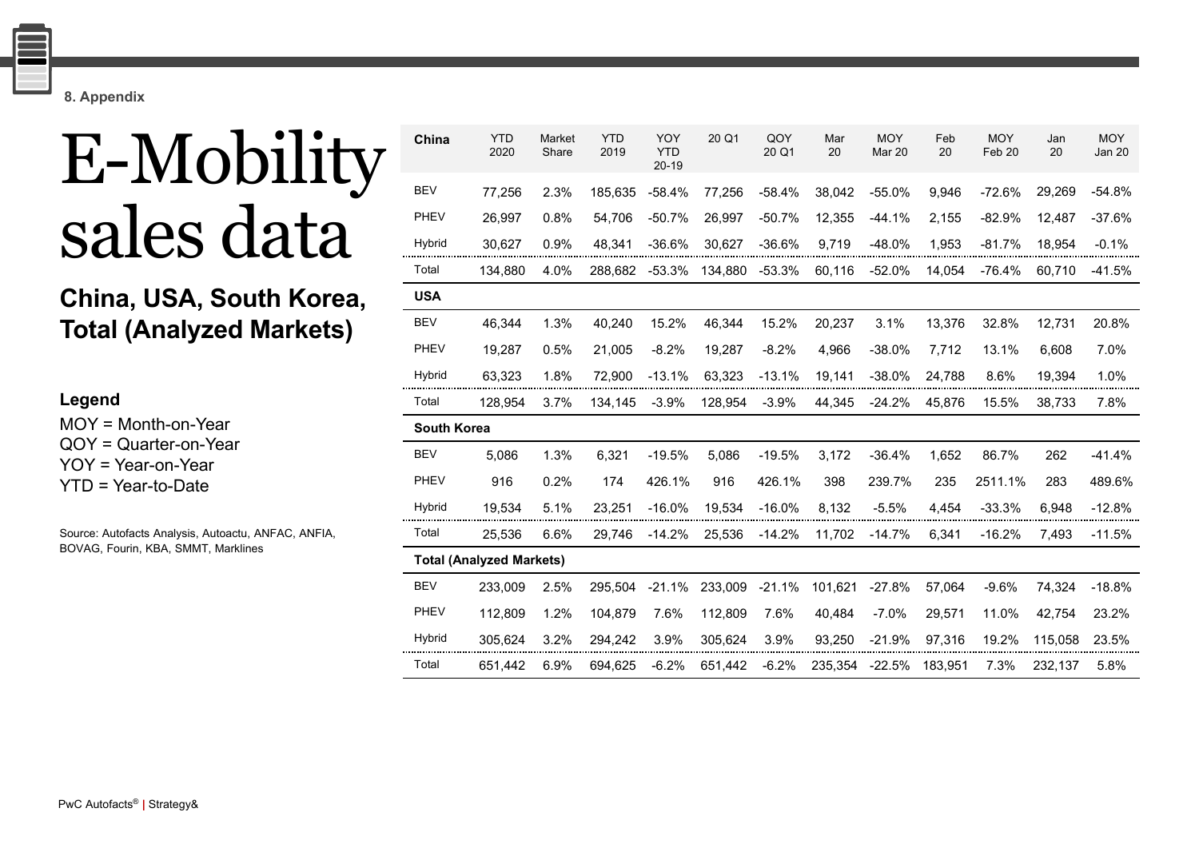8. Appendix

# E-Mobility sales data

## China, USA, South Korea, Total (Analyzed Markets)

**Legend**

MOY = Month-on-Year
QOY = Quarter-on-Year
YOY = Year-on-Year
YTD = Year-to-Date

Source: Autofacts Analysis, Autoactu, ANFAC, ANFIA, BOVAG, Fourin, KBA, SMMT, Marklines

| China | YTD 2020 | Market Share | YTD 2019 | YOY YTD 20-19 | 20 Q1 | QOY 20 Q1 | Mar 20 | MOY Mar 20 | Feb 20 | MOY Feb 20 | Jan 20 | MOY Jan 20 |
|---|---|---|---|---|---|---|---|---|---|---|---|---|
| BEV | 77,256 | 2.3% | 185,635 | -58.4% | 77,256 | -58.4% | 38,042 | -55.0% | 9,946 | -72.6% | 29,269 | -54.8% |
| PHEV | 26,997 | 0.8% | 54,706 | -50.7% | 26,997 | -50.7% | 12,355 | -44.1% | 2,155 | -82.9% | 12,487 | -37.6% |
| Hybrid | 30,627 | 0.9% | 48,341 | -36.6% | 30,627 | -36.6% | 9,719 | -48.0% | 1,953 | -81.7% | 18,954 | -0.1% |
| Total | 134,880 | 4.0% | 288,682 | -53.3% | 134,880 | -53.3% | 60,116 | -52.0% | 14,054 | -76.4% | 60,710 | -41.5% |
| **USA** | | | | | | | | | | | | |
| BEV | 46,344 | 1.3% | 40,240 | 15.2% | 46,344 | 15.2% | 20,237 | 3.1% | 13,376 | 32.8% | 12,731 | 20.8% |
| PHEV | 19,287 | 0.5% | 21,005 | -8.2% | 19,287 | -8.2% | 4,966 | -38.0% | 7,712 | 13.1% | 6,608 | 7.0% |
| Hybrid | 63,323 | 1.8% | 72,900 | -13.1% | 63,323 | -13.1% | 19,141 | -38.0% | 24,788 | 8.6% | 19,394 | 1.0% |
| Total | 128,954 | 3.7% | 134,145 | -3.9% | 128,954 | -3.9% | 44,345 | -24.2% | 45,876 | 15.5% | 38,733 | 7.8% |
| **South Korea** | | | | | | | | | | | | |
| BEV | 5,086 | 1.3% | 6,321 | -19.5% | 5,086 | -19.5% | 3,172 | -36.4% | 1,652 | 86.7% | 262 | -41.4% |
| PHEV | 916 | 0.2% | 174 | 426.1% | 916 | 426.1% | 398 | 239.7% | 235 | 2511.1% | 283 | 489.6% |
| Hybrid | 19,534 | 5.1% | 23,251 | -16.0% | 19,534 | -16.0% | 8,132 | -5.5% | 4,454 | -33.3% | 6,948 | -12.8% |
| Total | 25,536 | 6.6% | 29,746 | -14.2% | 25,536 | -14.2% | 11,702 | -14.7% | 6,341 | -16.2% | 7,493 | -11.5% |
| **Total (Analyzed Markets)** | | | | | | | | | | | | |
| BEV | 233,009 | 2.5% | 295,504 | -21.1% | 233,009 | -21.1% | 101,621 | -27.8% | 57,064 | -9.6% | 74,324 | -18.8% |
| PHEV | 112,809 | 1.2% | 104,879 | 7.6% | 112,809 | 7.6% | 40,484 | -7.0% | 29,571 | 11.0% | 42,754 | 23.2% |
| Hybrid | 305,624 | 3.2% | 294,242 | 3.9% | 305,624 | 3.9% | 93,250 | -21.9% | 97,316 | 19.2% | 115,058 | 23.5% |
| Total | 651,442 | 6.9% | 694,625 | -6.2% | 651,442 | -6.2% | 235,354 | -22.5% | 183,951 | 7.3% | 232,137 | 5.8% |

PwC Autofacts® | Strategy&